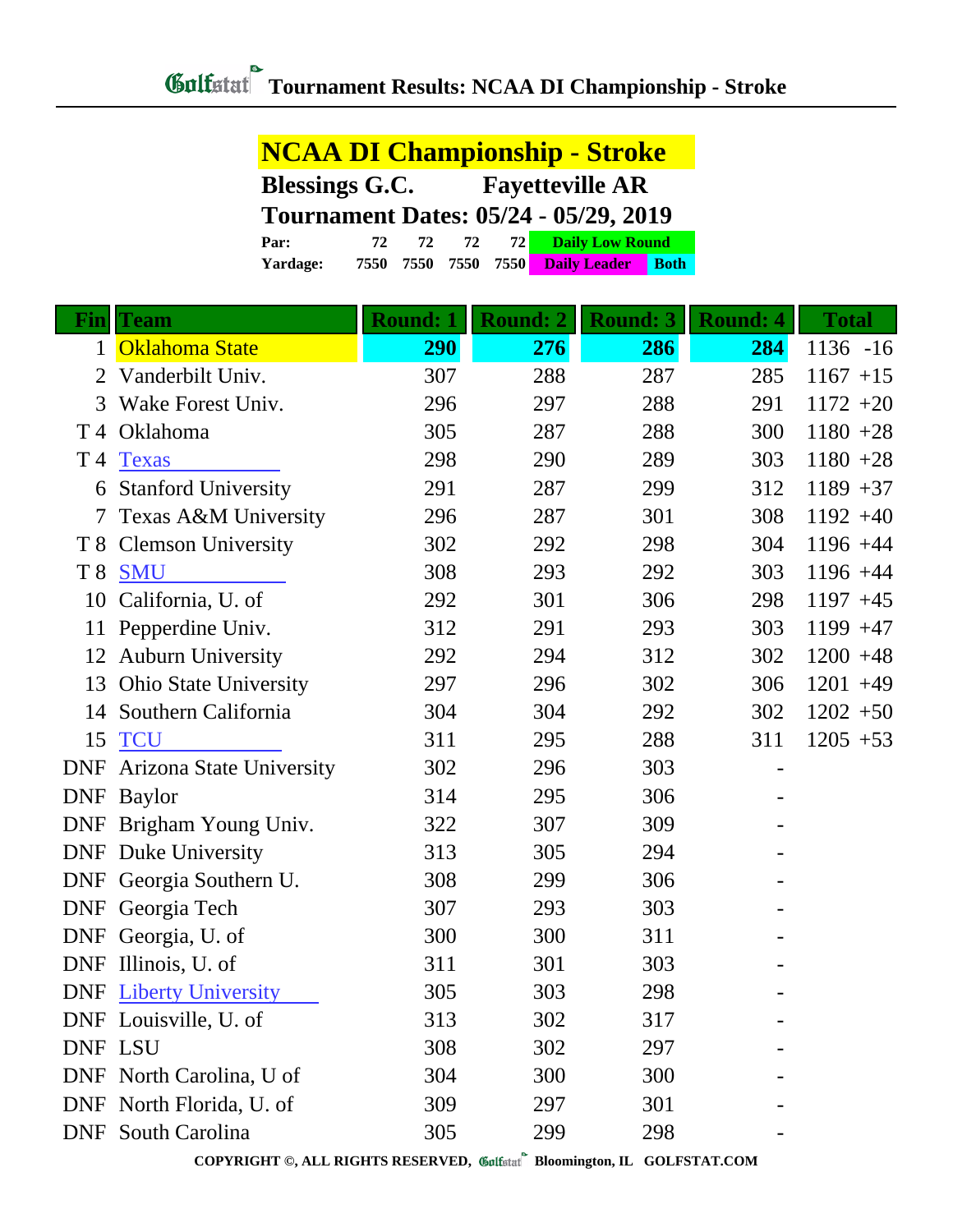# Golfstat Tournament Results: NCAA DI Championship - Stroke

## NCAA DI Championship - Stroke

**Blessings G.C. Fayetteville AR**

**Tournament Dates: 05/24 - 05/29, 2019**

| | | | | | |
|---|---|---|---|---|---|
| **Par:** | 72 | 72 | 72 | 72 | Daily Low Round |
| **Yardage:** | 7550 | 7550 | 7550 | 7550 | Daily Leader / Both |

| Fin | Team | Round: 1 | Round: 2 | Round: 3 | Round: 4 | Total |
|---|---|---|---|---|---|---|
| 1 | Oklahoma State | 290 | 276 | 286 | 284 | 1136 -16 |
| 2 | Vanderbilt Univ. | 307 | 288 | 287 | 285 | 1167 +15 |
| 3 | Wake Forest Univ. | 296 | 297 | 288 | 291 | 1172 +20 |
| T 4 | Oklahoma | 305 | 287 | 288 | 300 | 1180 +28 |
| T 4 | Texas | 298 | 290 | 289 | 303 | 1180 +28 |
| 6 | Stanford University | 291 | 287 | 299 | 312 | 1189 +37 |
| 7 | Texas A&M University | 296 | 287 | 301 | 308 | 1192 +40 |
| T 8 | Clemson University | 302 | 292 | 298 | 304 | 1196 +44 |
| T 8 | SMU | 308 | 293 | 292 | 303 | 1196 +44 |
| 10 | California, U. of | 292 | 301 | 306 | 298 | 1197 +45 |
| 11 | Pepperdine Univ. | 312 | 291 | 293 | 303 | 1199 +47 |
| 12 | Auburn University | 292 | 294 | 312 | 302 | 1200 +48 |
| 13 | Ohio State University | 297 | 296 | 302 | 306 | 1201 +49 |
| 14 | Southern California | 304 | 304 | 292 | 302 | 1202 +50 |
| 15 | TCU | 311 | 295 | 288 | 311 | 1205 +53 |
| DNF | Arizona State University | 302 | 296 | 303 | - | |
| DNF | Baylor | 314 | 295 | 306 | - | |
| DNF | Brigham Young Univ. | 322 | 307 | 309 | - | |
| DNF | Duke University | 313 | 305 | 294 | - | |
| DNF | Georgia Southern U. | 308 | 299 | 306 | - | |
| DNF | Georgia Tech | 307 | 293 | 303 | - | |
| DNF | Georgia, U. of | 300 | 300 | 311 | - | |
| DNF | Illinois, U. of | 311 | 301 | 303 | - | |
| DNF | Liberty University | 305 | 303 | 298 | - | |
| DNF | Louisville, U. of | 313 | 302 | 317 | - | |
| DNF | LSU | 308 | 302 | 297 | - | |
| DNF | North Carolina, U of | 304 | 300 | 300 | - | |
| DNF | North Florida, U. of | 309 | 297 | 301 | - | |
| DNF | South Carolina | 305 | 299 | 298 | - | |

COPYRIGHT ©, ALL RIGHTS RESERVED, Golfstat Bloomington, IL GOLFSTAT.COM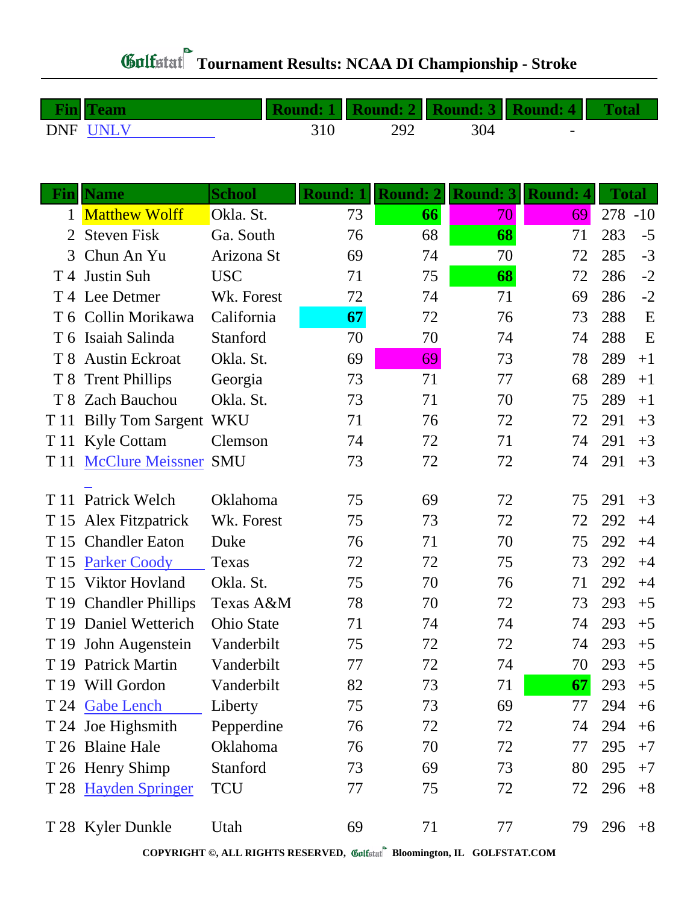# Golfstat Tournament Results: NCAA DI Championship - Stroke

| Fin | Team | Round: 1 | Round: 2 | Round: 3 | Round: 4 | Total |
|---|---|---|---|---|---|---|
| DNF | UNLV | 310 | 292 | 304 | - | |

| Fin | Name | School | Round: 1 | Round: 2 | Round: 3 | Round: 4 | Total | |
|---|---|---|---|---|---|---|---|---|
| 1 | Matthew Wolff | Okla. St. | 73 | 66 | 70 | 69 | 278 | -10 |
| 2 | Steven Fisk | Ga. South | 76 | 68 | 68 | 71 | 283 | -5 |
| 3 | Chun An Yu | Arizona St | 69 | 74 | 70 | 72 | 285 | -3 |
| T 4 | Justin Suh | USC | 71 | 75 | 68 | 72 | 286 | -2 |
| T 4 | Lee Detmer | Wk. Forest | 72 | 74 | 71 | 69 | 286 | -2 |
| T 6 | Collin Morikawa | California | 67 | 72 | 76 | 73 | 288 | E |
| T 6 | Isaiah Salinda | Stanford | 70 | 70 | 74 | 74 | 288 | E |
| T 8 | Austin Eckroat | Okla. St. | 69 | 69 | 73 | 78 | 289 | +1 |
| T 8 | Trent Phillips | Georgia | 73 | 71 | 77 | 68 | 289 | +1 |
| T 8 | Zach Bauchou | Okla. St. | 73 | 71 | 70 | 75 | 289 | +1 |
| T 11 | Billy Tom Sargent | WKU | 71 | 76 | 72 | 72 | 291 | +3 |
| T 11 | Kyle Cottam | Clemson | 74 | 72 | 71 | 74 | 291 | +3 |
| T 11 | McClure Meissner | SMU | 73 | 72 | 72 | 74 | 291 | +3 |
| T 11 | Patrick Welch | Oklahoma | 75 | 69 | 72 | 75 | 291 | +3 |
| T 15 | Alex Fitzpatrick | Wk. Forest | 75 | 73 | 72 | 72 | 292 | +4 |
| T 15 | Chandler Eaton | Duke | 76 | 71 | 70 | 75 | 292 | +4 |
| T 15 | Parker Coody | Texas | 72 | 72 | 75 | 73 | 292 | +4 |
| T 15 | Viktor Hovland | Okla. St. | 75 | 70 | 76 | 71 | 292 | +4 |
| T 19 | Chandler Phillips | Texas A&M | 78 | 70 | 72 | 73 | 293 | +5 |
| T 19 | Daniel Wetterich | Ohio State | 71 | 74 | 74 | 74 | 293 | +5 |
| T 19 | John Augenstein | Vanderbilt | 75 | 72 | 72 | 74 | 293 | +5 |
| T 19 | Patrick Martin | Vanderbilt | 77 | 72 | 74 | 70 | 293 | +5 |
| T 19 | Will Gordon | Vanderbilt | 82 | 73 | 71 | 67 | 293 | +5 |
| T 24 | Gabe Lench | Liberty | 75 | 73 | 69 | 77 | 294 | +6 |
| T 24 | Joe Highsmith | Pepperdine | 76 | 72 | 72 | 74 | 294 | +6 |
| T 26 | Blaine Hale | Oklahoma | 76 | 70 | 72 | 77 | 295 | +7 |
| T 26 | Henry Shimp | Stanford | 73 | 69 | 73 | 80 | 295 | +7 |
| T 28 | Hayden Springer | TCU | 77 | 75 | 72 | 72 | 296 | +8 |
| T 28 | Kyler Dunkle | Utah | 69 | 71 | 77 | 79 | 296 | +8 |

COPYRIGHT ©, ALL RIGHTS RESERVED, Golfstat Bloomington, IL GOLFSTAT.COM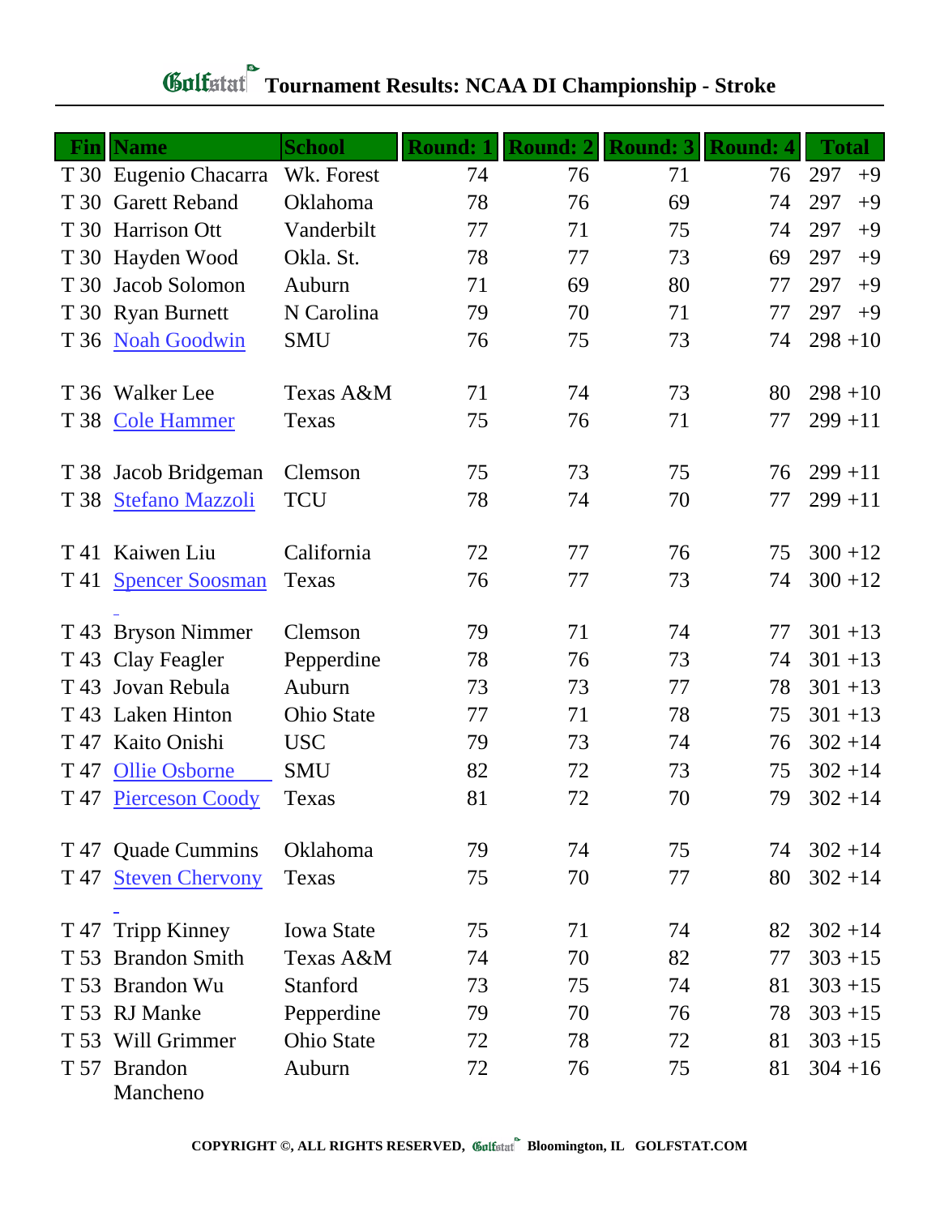# Golfstat Tournament Results: NCAA DI Championship - Stroke

| Fin | Name | School | Round: 1 | Round: 2 | Round: 3 | Round: 4 | Total | |
|---|---|---|---|---|---|---|---|---|
| T 30 | Eugenio Chacarra | Wk. Forest | 74 | 76 | 71 | 76 | 297 | +9 |
| T 30 | Garett Reband | Oklahoma | 78 | 76 | 69 | 74 | 297 | +9 |
| T 30 | Harrison Ott | Vanderbilt | 77 | 71 | 75 | 74 | 297 | +9 |
| T 30 | Hayden Wood | Okla. St. | 78 | 77 | 73 | 69 | 297 | +9 |
| T 30 | Jacob Solomon | Auburn | 71 | 69 | 80 | 77 | 297 | +9 |
| T 30 | Ryan Burnett | N Carolina | 79 | 70 | 71 | 77 | 297 | +9 |
| T 36 | Noah Goodwin | SMU | 76 | 75 | 73 | 74 | 298 | +10 |
| T 36 | Walker Lee | Texas A&M | 71 | 74 | 73 | 80 | 298 | +10 |
| T 38 | Cole Hammer | Texas | 75 | 76 | 71 | 77 | 299 | +11 |
| T 38 | Jacob Bridgeman | Clemson | 75 | 73 | 75 | 76 | 299 | +11 |
| T 38 | Stefano Mazzoli | TCU | 78 | 74 | 70 | 77 | 299 | +11 |
| T 41 | Kaiwen Liu | California | 72 | 77 | 76 | 75 | 300 | +12 |
| T 41 | Spencer Soosman | Texas | 76 | 77 | 73 | 74 | 300 | +12 |
| T 43 | Bryson Nimmer | Clemson | 79 | 71 | 74 | 77 | 301 | +13 |
| T 43 | Clay Feagler | Pepperdine | 78 | 76 | 73 | 74 | 301 | +13 |
| T 43 | Jovan Rebula | Auburn | 73 | 73 | 77 | 78 | 301 | +13 |
| T 43 | Laken Hinton | Ohio State | 77 | 71 | 78 | 75 | 301 | +13 |
| T 47 | Kaito Onishi | USC | 79 | 73 | 74 | 76 | 302 | +14 |
| T 47 | Ollie Osborne | SMU | 82 | 72 | 73 | 75 | 302 | +14 |
| T 47 | Pierceson Coody | Texas | 81 | 72 | 70 | 79 | 302 | +14 |
| T 47 | Quade Cummins | Oklahoma | 79 | 74 | 75 | 74 | 302 | +14 |
| T 47 | Steven Chervony | Texas | 75 | 70 | 77 | 80 | 302 | +14 |
| T 47 | Tripp Kinney | Iowa State | 75 | 71 | 74 | 82 | 302 | +14 |
| T 53 | Brandon Smith | Texas A&M | 74 | 70 | 82 | 77 | 303 | +15 |
| T 53 | Brandon Wu | Stanford | 73 | 75 | 74 | 81 | 303 | +15 |
| T 53 | RJ Manke | Pepperdine | 79 | 70 | 76 | 78 | 303 | +15 |
| T 53 | Will Grimmer | Ohio State | 72 | 78 | 72 | 81 | 303 | +15 |
| T 57 | Brandon Mancheno | Auburn | 72 | 76 | 75 | 81 | 304 | +16 |

COPYRIGHT ©, ALL RIGHTS RESERVED, Golfstat Bloomington, IL GOLFSTAT.COM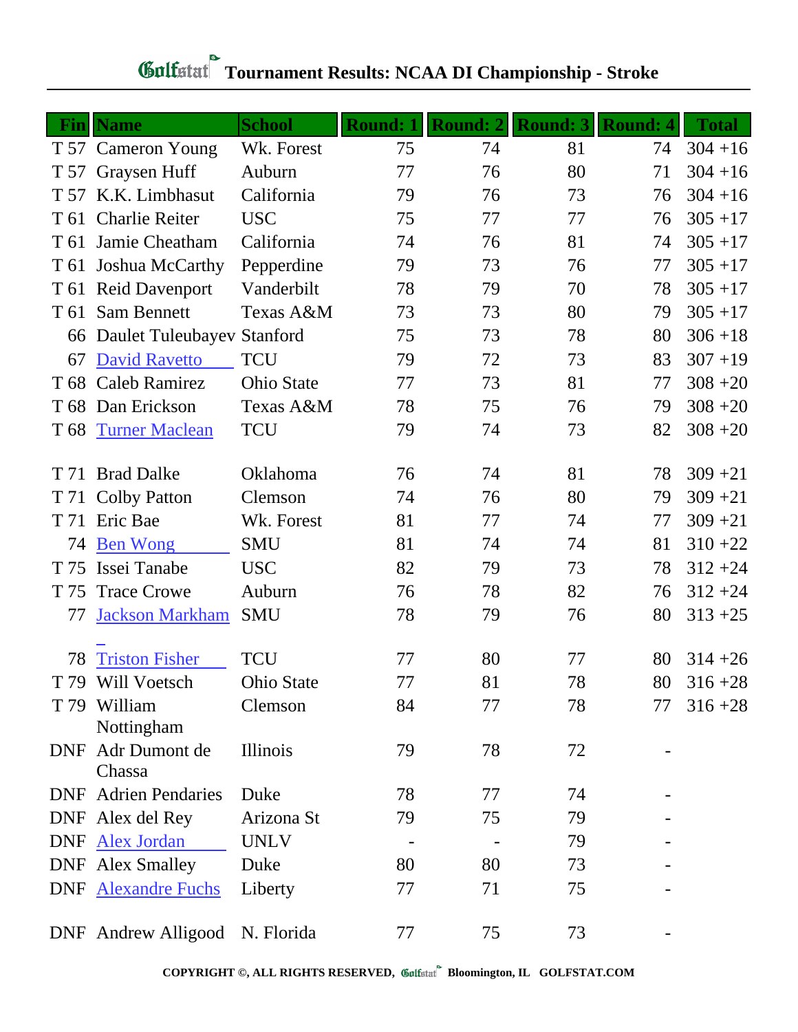# Tournament Results: NCAA DI Championship - Stroke

| Fin | Name | School | Round: 1 | Round: 2 | Round: 3 | Round: 4 | Total |
|---|---|---|---|---|---|---|---|
| T 57 | Cameron Young | Wk. Forest | 75 | 74 | 81 | 74 | 304 +16 |
| T 57 | Graysen Huff | Auburn | 77 | 76 | 80 | 71 | 304 +16 |
| T 57 | K.K. Limbhasut | California | 79 | 76 | 73 | 76 | 304 +16 |
| T 61 | Charlie Reiter | USC | 75 | 77 | 77 | 76 | 305 +17 |
| T 61 | Jamie Cheatham | California | 74 | 76 | 81 | 74 | 305 +17 |
| T 61 | Joshua McCarthy | Pepperdine | 79 | 73 | 76 | 77 | 305 +17 |
| T 61 | Reid Davenport | Vanderbilt | 78 | 79 | 70 | 78 | 305 +17 |
| T 61 | Sam Bennett | Texas A&M | 73 | 73 | 80 | 79 | 305 +17 |
| 66 | Daulet Tuleubayev | Stanford | 75 | 73 | 78 | 80 | 306 +18 |
| 67 | David Ravetto | TCU | 79 | 72 | 73 | 83 | 307 +19 |
| T 68 | Caleb Ramirez | Ohio State | 77 | 73 | 81 | 77 | 308 +20 |
| T 68 | Dan Erickson | Texas A&M | 78 | 75 | 76 | 79 | 308 +20 |
| T 68 | Turner Maclean | TCU | 79 | 74 | 73 | 82 | 308 +20 |
| T 71 | Brad Dalke | Oklahoma | 76 | 74 | 81 | 78 | 309 +21 |
| T 71 | Colby Patton | Clemson | 74 | 76 | 80 | 79 | 309 +21 |
| T 71 | Eric Bae | Wk. Forest | 81 | 77 | 74 | 77 | 309 +21 |
| 74 | Ben Wong | SMU | 81 | 74 | 74 | 81 | 310 +22 |
| T 75 | Issei Tanabe | USC | 82 | 79 | 73 | 78 | 312 +24 |
| T 75 | Trace Crowe | Auburn | 76 | 78 | 82 | 76 | 312 +24 |
| 77 | Jackson Markham | SMU | 78 | 79 | 76 | 80 | 313 +25 |
| 78 | Triston Fisher | TCU | 77 | 80 | 77 | 80 | 314 +26 |
| T 79 | Will Voetsch | Ohio State | 77 | 81 | 78 | 80 | 316 +28 |
| T 79 | William Nottingham | Clemson | 84 | 77 | 78 | 77 | 316 +28 |
| DNF | Adr Dumont de Chassa | Illinois | 79 | 78 | 72 | - | |
| DNF | Adrien Pendaries | Duke | 78 | 77 | 74 | - | |
| DNF | Alex del Rey | Arizona St | 79 | 75 | 79 | - | |
| DNF | Alex Jordan | UNLV | - | - | 79 | - | |
| DNF | Alex Smalley | Duke | 80 | 80 | 73 | - | |
| DNF | Alexandre Fuchs | Liberty | 77 | 71 | 75 | - | |
| DNF | Andrew Alligood | N. Florida | 77 | 75 | 73 | - | |

COPYRIGHT ©, ALL RIGHTS RESERVED, Golfstat Bloomington, IL GOLFSTAT.COM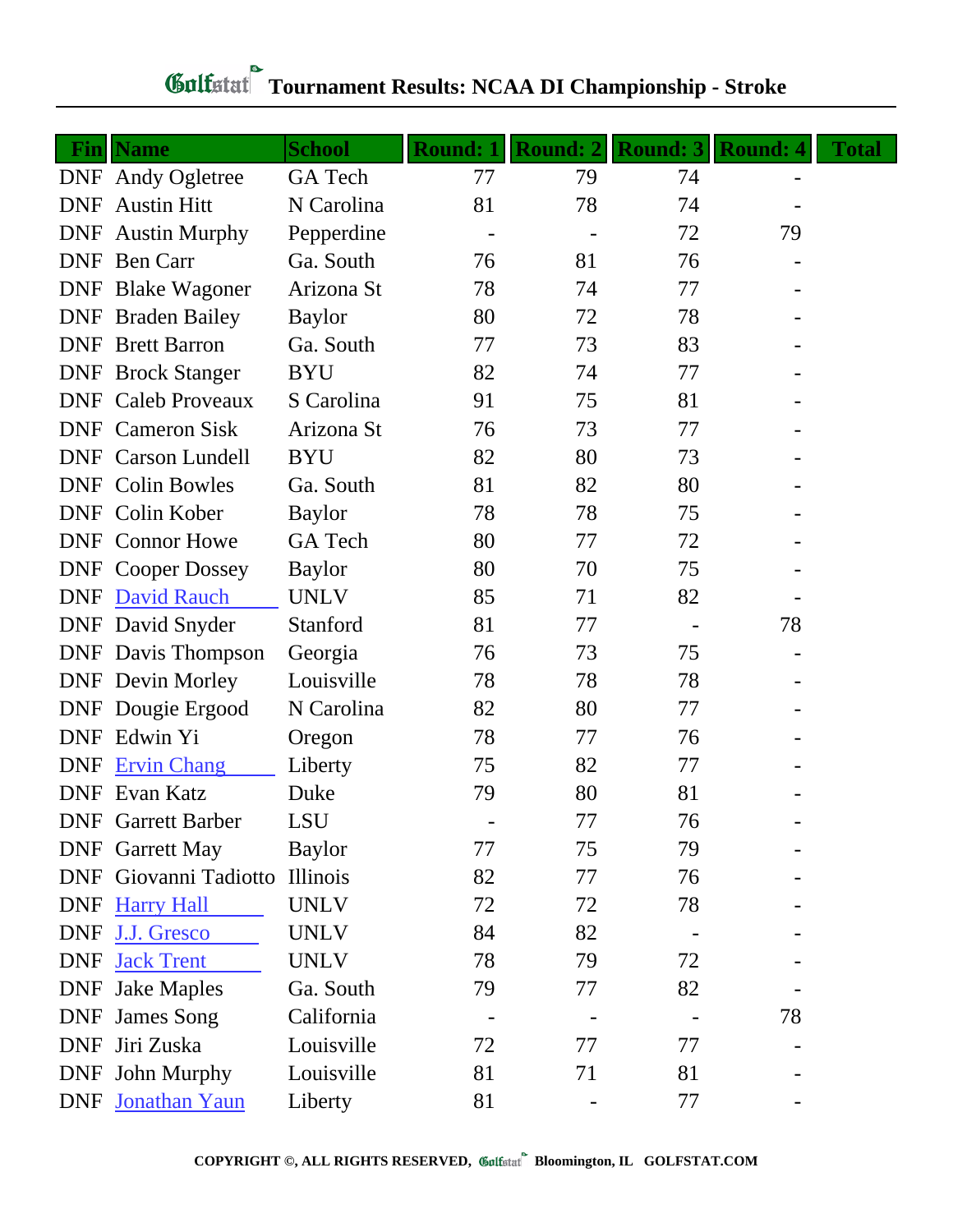# Golfstat Tournament Results: NCAA DI Championship - Stroke

| Fin | Name | School | Round: 1 | Round: 2 | Round: 3 | Round: 4 | Total |
|---|---|---|---|---|---|---|---|
| DNF | Andy Ogletree | GA Tech | 77 | 79 | 74 | - | |
| DNF | Austin Hitt | N Carolina | 81 | 78 | 74 | - | |
| DNF | Austin Murphy | Pepperdine | - | - | 72 | 79 | |
| DNF | Ben Carr | Ga. South | 76 | 81 | 76 | - | |
| DNF | Blake Wagoner | Arizona St | 78 | 74 | 77 | - | |
| DNF | Braden Bailey | Baylor | 80 | 72 | 78 | - | |
| DNF | Brett Barron | Ga. South | 77 | 73 | 83 | - | |
| DNF | Brock Stanger | BYU | 82 | 74 | 77 | - | |
| DNF | Caleb Proveaux | S Carolina | 91 | 75 | 81 | - | |
| DNF | Cameron Sisk | Arizona St | 76 | 73 | 77 | - | |
| DNF | Carson Lundell | BYU | 82 | 80 | 73 | - | |
| DNF | Colin Bowles | Ga. South | 81 | 82 | 80 | - | |
| DNF | Colin Kober | Baylor | 78 | 78 | 75 | - | |
| DNF | Connor Howe | GA Tech | 80 | 77 | 72 | - | |
| DNF | Cooper Dossey | Baylor | 80 | 70 | 75 | - | |
| DNF | David Rauch | UNLV | 85 | 71 | 82 | - | |
| DNF | David Snyder | Stanford | 81 | 77 | - | 78 | |
| DNF | Davis Thompson | Georgia | 76 | 73 | 75 | - | |
| DNF | Devin Morley | Louisville | 78 | 78 | 78 | - | |
| DNF | Dougie Ergood | N Carolina | 82 | 80 | 77 | - | |
| DNF | Edwin Yi | Oregon | 78 | 77 | 76 | - | |
| DNF | Ervin Chang | Liberty | 75 | 82 | 77 | - | |
| DNF | Evan Katz | Duke | 79 | 80 | 81 | - | |
| DNF | Garrett Barber | LSU | - | 77 | 76 | - | |
| DNF | Garrett May | Baylor | 77 | 75 | 79 | - | |
| DNF | Giovanni Tadiotto | Illinois | 82 | 77 | 76 | - | |
| DNF | Harry Hall | UNLV | 72 | 72 | 78 | - | |
| DNF | J.J. Gresco | UNLV | 84 | 82 | - | - | |
| DNF | Jack Trent | UNLV | 78 | 79 | 72 | - | |
| DNF | Jake Maples | Ga. South | 79 | 77 | 82 | - | |
| DNF | James Song | California | - | - | - | 78 | |
| DNF | Jiri Zuska | Louisville | 72 | 77 | 77 | - | |
| DNF | John Murphy | Louisville | 81 | 71 | 81 | - | |
| DNF | Jonathan Yaun | Liberty | 81 | - | 77 | - | |

COPYRIGHT ©, ALL RIGHTS RESERVED, Golfstat Bloomington, IL GOLFSTAT.COM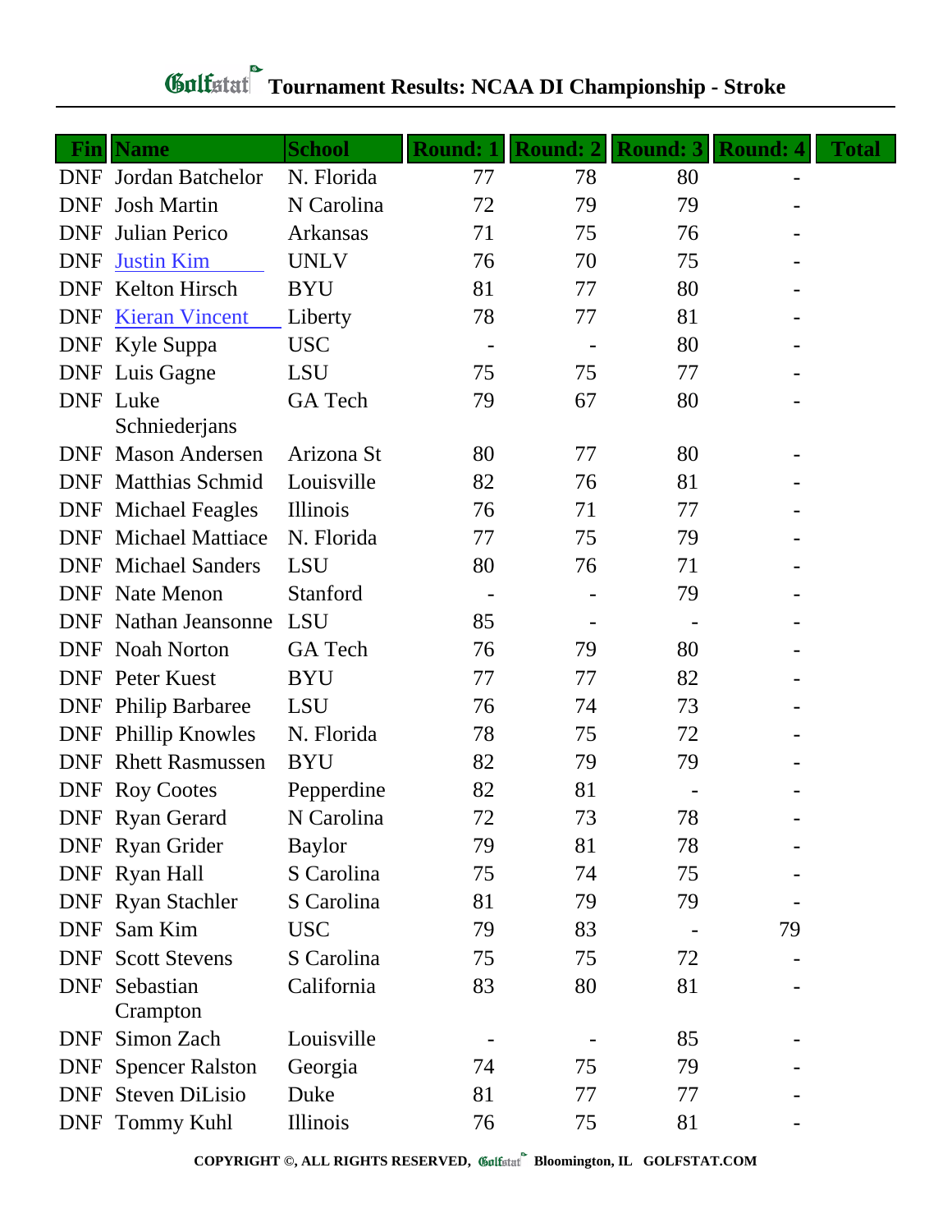# Golfstat Tournament Results: NCAA DI Championship - Stroke

| Fin | Name | School | Round: 1 | Round: 2 | Round: 3 | Round: 4 | Total |
|---|---|---|---|---|---|---|---|
| DNF | Jordan Batchelor | N. Florida | 77 | 78 | 80 | - | |
| DNF | Josh Martin | N Carolina | 72 | 79 | 79 | - | |
| DNF | Julian Perico | Arkansas | 71 | 75 | 76 | - | |
| DNF | Justin Kim | UNLV | 76 | 70 | 75 | - | |
| DNF | Kelton Hirsch | BYU | 81 | 77 | 80 | - | |
| DNF | Kieran Vincent | Liberty | 78 | 77 | 81 | - | |
| DNF | Kyle Suppa | USC | - | - | 80 | - | |
| DNF | Luis Gagne | LSU | 75 | 75 | 77 | - | |
| DNF | Luke Schniederjans | GA Tech | 79 | 67 | 80 | - | |
| DNF | Mason Andersen | Arizona St | 80 | 77 | 80 | - | |
| DNF | Matthias Schmid | Louisville | 82 | 76 | 81 | - | |
| DNF | Michael Feagles | Illinois | 76 | 71 | 77 | - | |
| DNF | Michael Mattiace | N. Florida | 77 | 75 | 79 | - | |
| DNF | Michael Sanders | LSU | 80 | 76 | 71 | - | |
| DNF | Nate Menon | Stanford | - | - | 79 | - | |
| DNF | Nathan Jeansonne | LSU | 85 | - | - | - | |
| DNF | Noah Norton | GA Tech | 76 | 79 | 80 | - | |
| DNF | Peter Kuest | BYU | 77 | 77 | 82 | - | |
| DNF | Philip Barbaree | LSU | 76 | 74 | 73 | - | |
| DNF | Phillip Knowles | N. Florida | 78 | 75 | 72 | - | |
| DNF | Rhett Rasmussen | BYU | 82 | 79 | 79 | - | |
| DNF | Roy Cootes | Pepperdine | 82 | 81 | - | - | |
| DNF | Ryan Gerard | N Carolina | 72 | 73 | 78 | - | |
| DNF | Ryan Grider | Baylor | 79 | 81 | 78 | - | |
| DNF | Ryan Hall | S Carolina | 75 | 74 | 75 | - | |
| DNF | Ryan Stachler | S Carolina | 81 | 79 | 79 | - | |
| DNF | Sam Kim | USC | 79 | 83 | - | 79 | |
| DNF | Scott Stevens | S Carolina | 75 | 75 | 72 | - | |
| DNF | Sebastian Crampton | California | 83 | 80 | 81 | - | |
| DNF | Simon Zach | Louisville | - | - | 85 | - | |
| DNF | Spencer Ralston | Georgia | 74 | 75 | 79 | - | |
| DNF | Steven DiLisio | Duke | 81 | 77 | 77 | - | |
| DNF | Tommy Kuhl | Illinois | 76 | 75 | 81 | - | |

COPYRIGHT ©, ALL RIGHTS RESERVED, Golfstat Bloomington, IL GOLFSTAT.COM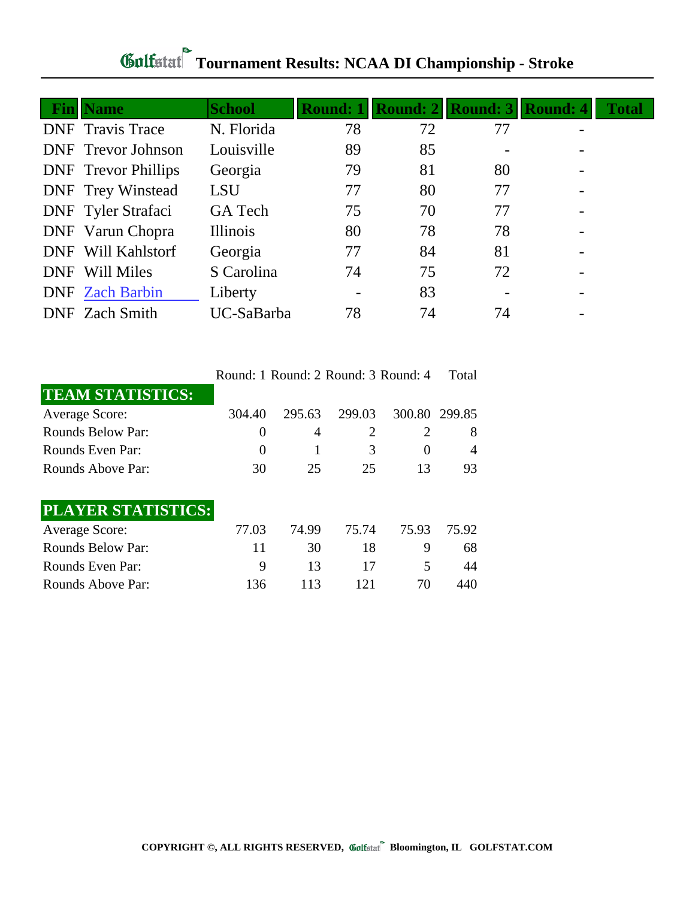# Golfstat Tournament Results: NCAA DI Championship - Stroke

| Fin | Name | School | Round: 1 | Round: 2 | Round: 3 | Round: 4 | Total |
|---|---|---|---|---|---|---|---|
| DNF | Travis Trace | N. Florida | 78 | 72 | 77 | - | |
| DNF | Trevor Johnson | Louisville | 89 | 85 | - | - | |
| DNF | Trevor Phillips | Georgia | 79 | 81 | 80 | - | |
| DNF | Trey Winstead | LSU | 77 | 80 | 77 | - | |
| DNF | Tyler Strafaci | GA Tech | 75 | 70 | 77 | - | |
| DNF | Varun Chopra | Illinois | 80 | 78 | 78 | - | |
| DNF | Will Kahlstorf | Georgia | 77 | 84 | 81 | - | |
| DNF | Will Miles | S Carolina | 74 | 75 | 72 | - | |
| DNF | Zach Barbin | Liberty | - | 83 | - | - | |
| DNF | Zach Smith | UC-SaBarba | 78 | 74 | 74 | - | |

| TEAM STATISTICS: | Round: 1 | Round: 2 | Round: 3 | Round: 4 | Total |
|---|---|---|---|---|---|
| Average Score: | 304.40 | 295.63 | 299.03 | 300.80 | 299.85 |
| Rounds Below Par: | 0 | 4 | 2 | 2 | 8 |
| Rounds Even Par: | 0 | 1 | 3 | 0 | 4 |
| Rounds Above Par: | 30 | 25 | 25 | 13 | 93 |

| PLAYER STATISTICS: | Round: 1 | Round: 2 | Round: 3 | Round: 4 | Total |
|---|---|---|---|---|---|
| Average Score: | 77.03 | 74.99 | 75.74 | 75.93 | 75.92 |
| Rounds Below Par: | 11 | 30 | 18 | 9 | 68 |
| Rounds Even Par: | 9 | 13 | 17 | 5 | 44 |
| Rounds Above Par: | 136 | 113 | 121 | 70 | 440 |

COPYRIGHT ©, ALL RIGHTS RESERVED, Golfstat Bloomington, IL GOLFSTAT.COM